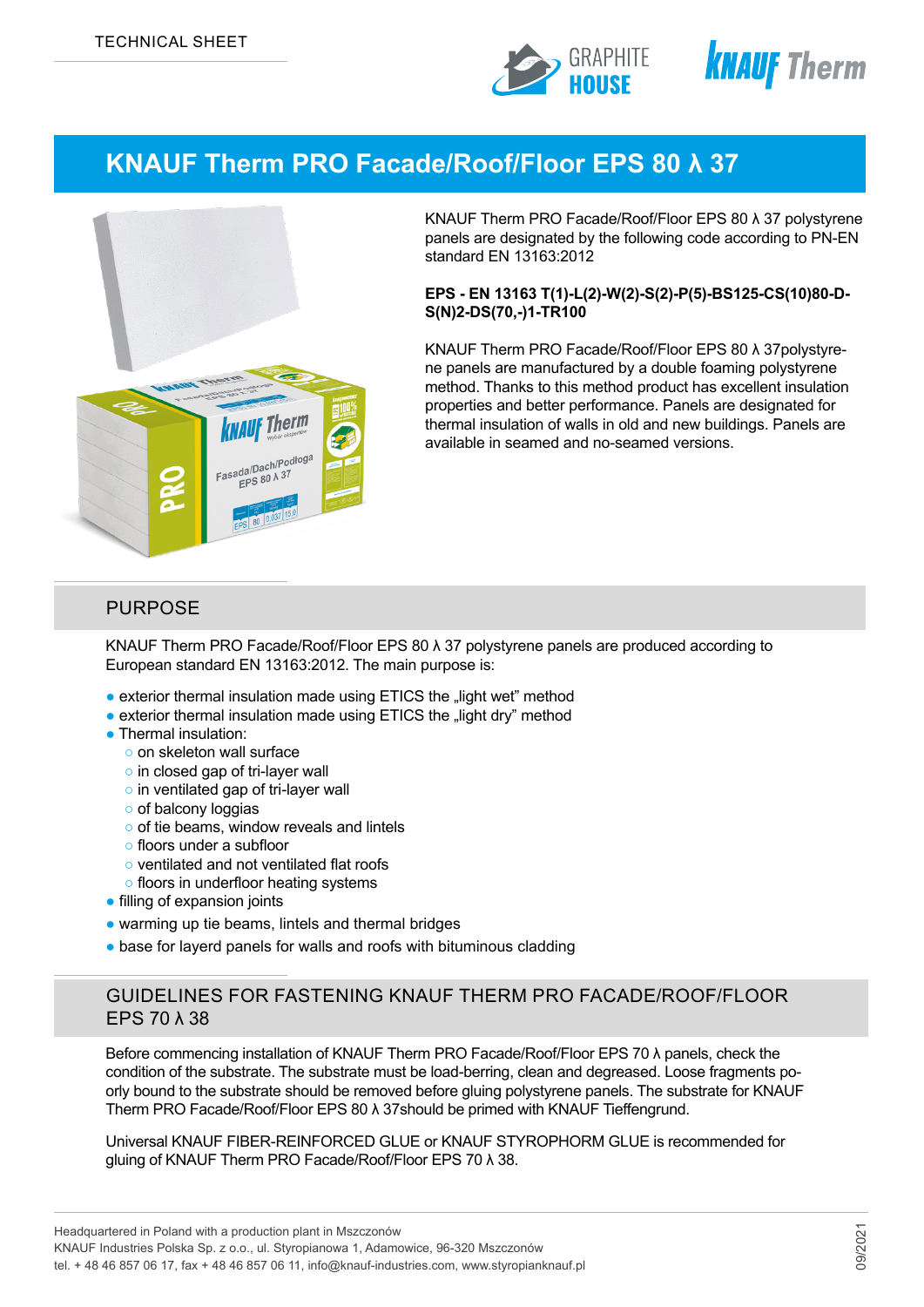TECHNICAL SHEET

# KNAUF Therm PRO Facade/Roof/Floor EPS 80 λ 37

KNAUF Therm PRO Facade/Roof/Floor EPS 80 λ 37 polystyrene panels are designated by the following code according to PN-EN standard EN 13163:2012

**EPS - EN 13163 T(1)-L(2)-W(2)-S(2)-P(5)-BS125-CS(10)80-D-S(N)2-DS(70,-)1-TR100**

KNAUF Therm PRO Facade/Roof/Floor EPS 80 λ 37polystyrene panels are manufactured by a double foaming polystyrene method. Thanks to this method product has excellent insulation properties and better performance. Panels are designated for thermal insulation of walls in old and new buildings. Panels are available in seamed and no-seamed versions.

## PURPOSE

KNAUF Therm PRO Facade/Roof/Floor EPS 80 λ 37 polystyrene panels are produced according to European standard EN 13163:2012. The main purpose is:

- exterior thermal insulation made using ETICS the „light wet" method
- exterior thermal insulation made using ETICS the „light dry" method
- Thermal insulation:
  - on skeleton wall surface
  - in closed gap of tri-layer wall
  - in ventilated gap of tri-layer wall
  - of balcony loggias
  - of tie beams, window reveals and lintels
  - floors under a subfloor
  - ventilated and not ventilated flat roofs
  - floors in underfloor heating systems
- filling of expansion joints
- warming up tie beams, lintels and thermal bridges
- base for layerd panels for walls and roofs with bituminous cladding

## GUIDELINES FOR FASTENING KNAUF THERM PRO FACADE/ROOF/FLOOR EPS 70 λ 38

Before commencing installation of KNAUF Therm PRO Facade/Roof/Floor EPS 70 λ panels, check the condition of the substrate. The substrate must be load-berring, clean and degreased. Loose fragments poorly bound to the substrate should be removed before gluing polystyrene panels. The substrate for KNAUF Therm PRO Facade/Roof/Floor EPS 80 λ 37should be primed with KNAUF Tieffengrund.

Universal KNAUF FIBER-REINFORCED GLUE or KNAUF STYROPHORM GLUE is recommended for gluing of KNAUF Therm PRO Facade/Roof/Floor EPS 70 λ 38.

Headquartered in Poland with a production plant in Mszczonów
KNAUF Industries Polska Sp. z o.o., ul. Styropianowa 1, Adamowice, 96-320 Mszczonów
tel. + 48 46 857 06 17, fax + 48 46 857 06 11, info@knauf-industries.com, www.styropianknauf.pl

09/2021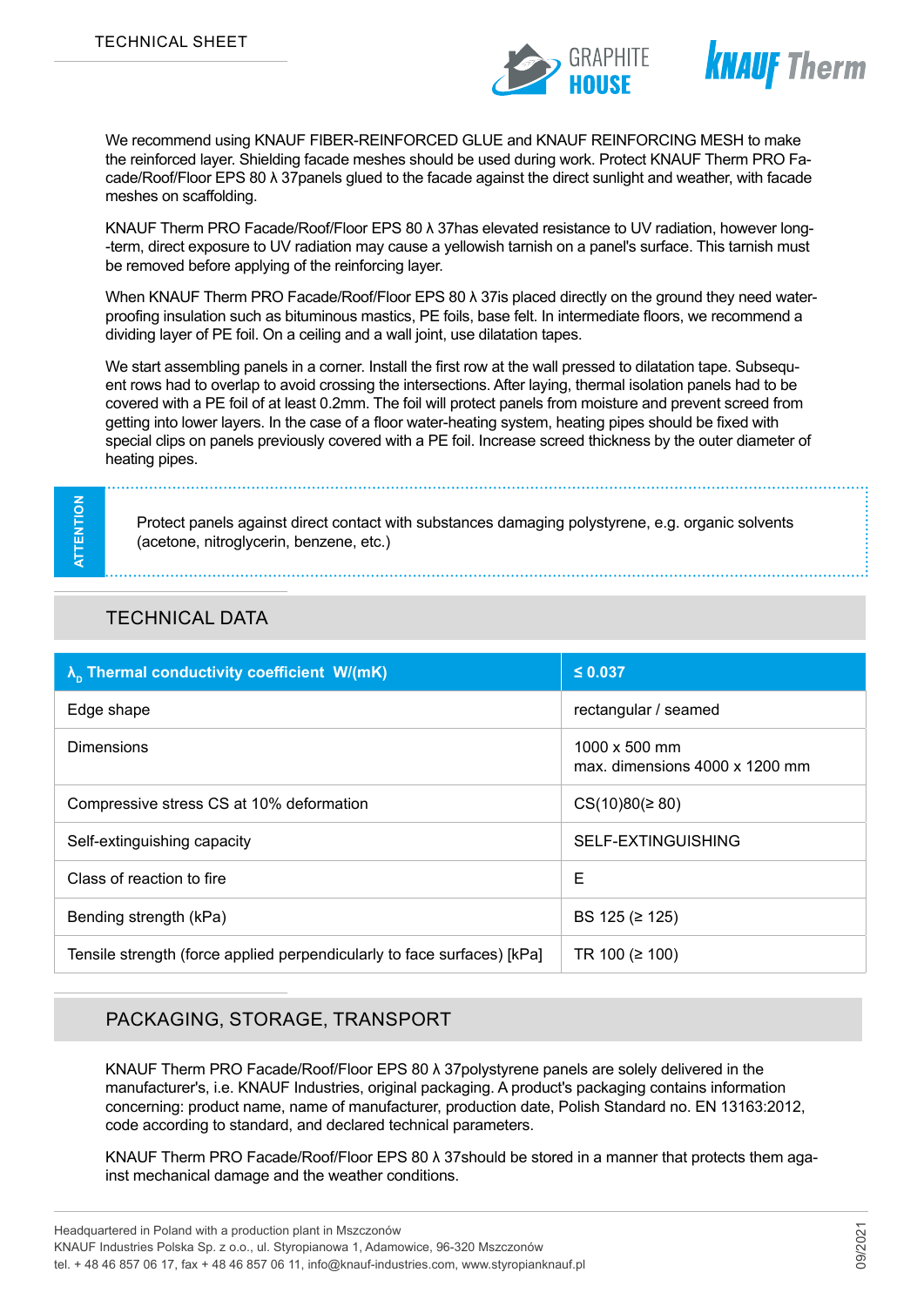We recommend using KNAUF FIBER-REINFORCED GLUE and KNAUF REINFORCING MESH to make the reinforced layer. Shielding facade meshes should be used during work. Protect KNAUF Therm PRO Facade/Roof/Floor EPS 80 λ 37panels glued to the facade against the direct sunlight and weather, with facade meshes on scaffolding.

KNAUF Therm PRO Facade/Roof/Floor EPS 80 λ 37has elevated resistance to UV radiation, however long-term, direct exposure to UV radiation may cause a yellowish tarnish on a panel's surface. This tarnish must be removed before applying of the reinforcing layer.

When KNAUF Therm PRO Facade/Roof/Floor EPS 80 λ 37is placed directly on the ground they need waterproofing insulation such as bituminous mastics, PE foils, base felt. In intermediate floors, we recommend a dividing layer of PE foil. On a ceiling and a wall joint, use dilatation tapes.

We start assembling panels in a corner. Install the first row at the wall pressed to dilatation tape. Subsequent rows had to overlap to avoid crossing the intersections. After laying, thermal isolation panels had to be covered with a PE foil of at least 0.2mm. The foil will protect panels from moisture and prevent screed from getting into lower layers. In the case of a floor water-heating system, heating pipes should be fixed with special clips on panels previously covered with a PE foil. Increase screed thickness by the outer diameter of heating pipes.

**ATTENTION**

Protect panels against direct contact with substances damaging polystyrene, e.g. organic solvents (acetone, nitroglycerin, benzene, etc.)

## TECHNICAL DATA

| $\lambda_D$ Thermal conductivity coefficient W/(mK) | ≤ 0.037 |
|---|---|
| Edge shape | rectangular / seamed |
| Dimensions | 1000 x 500 mm<br>max. dimensions 4000 x 1200 mm |
| Compressive stress CS at 10% deformation | CS(10)80(≥ 80) |
| Self-extinguishing capacity | SELF-EXTINGUISHING |
| Class of reaction to fire | E |
| Bending strength (kPa) | BS 125 (≥ 125) |
| Tensile strength (force applied perpendicularly to face surfaces) [kPa] | TR 100 (≥ 100) |

## PACKAGING, STORAGE, TRANSPORT

KNAUF Therm PRO Facade/Roof/Floor EPS 80 λ 37polystyrene panels are solely delivered in the manufacturer's, i.e. KNAUF Industries, original packaging. A product's packaging contains information concerning: product name, name of manufacturer, production date, Polish Standard no. EN 13163:2012, code according to standard, and declared technical parameters.

KNAUF Therm PRO Facade/Roof/Floor EPS 80 λ 37should be stored in a manner that protects them against mechanical damage and the weather conditions.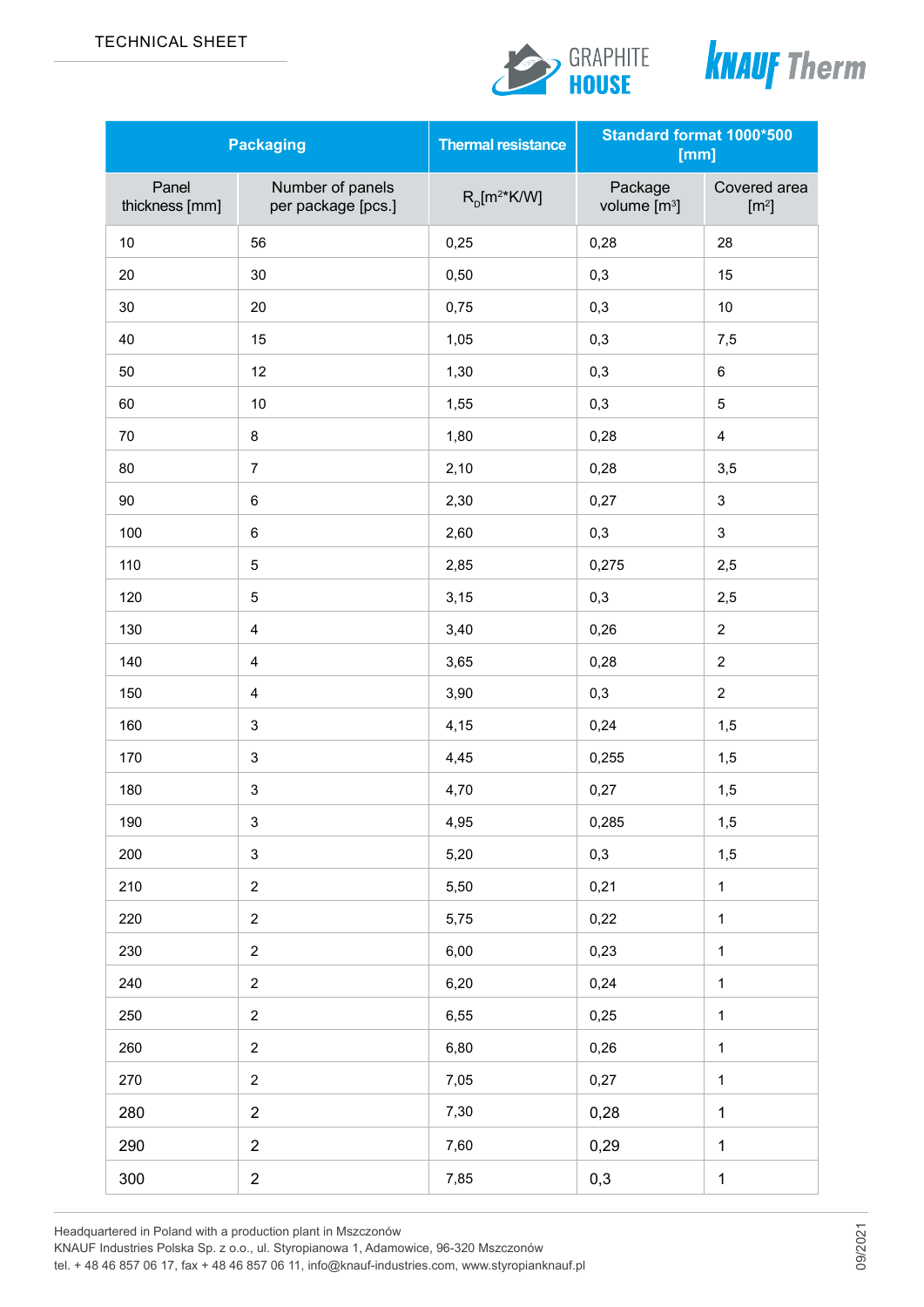TECHNICAL SHEET

GRAPHITE HOUSE

KNAUF Therm

| Packaging | | Thermal resistance | Standard format 1000*500 [mm] | |
|---|---|---|---|---|
| Panel thickness [mm] | Number of panels per package [pcs.] | $R_D$[m²*K/W] | Package volume [m³] | Covered area [m²] |
| 10 | 56 | 0,25 | 0,28 | 28 |
| 20 | 30 | 0,50 | 0,3 | 15 |
| 30 | 20 | 0,75 | 0,3 | 10 |
| 40 | 15 | 1,05 | 0,3 | 7,5 |
| 50 | 12 | 1,30 | 0,3 | 6 |
| 60 | 10 | 1,55 | 0,3 | 5 |
| 70 | 8 | 1,80 | 0,28 | 4 |
| 80 | 7 | 2,10 | 0,28 | 3,5 |
| 90 | 6 | 2,30 | 0,27 | 3 |
| 100 | 6 | 2,60 | 0,3 | 3 |
| 110 | 5 | 2,85 | 0,275 | 2,5 |
| 120 | 5 | 3,15 | 0,3 | 2,5 |
| 130 | 4 | 3,40 | 0,26 | 2 |
| 140 | 4 | 3,65 | 0,28 | 2 |
| 150 | 4 | 3,90 | 0,3 | 2 |
| 160 | 3 | 4,15 | 0,24 | 1,5 |
| 170 | 3 | 4,45 | 0,255 | 1,5 |
| 180 | 3 | 4,70 | 0,27 | 1,5 |
| 190 | 3 | 4,95 | 0,285 | 1,5 |
| 200 | 3 | 5,20 | 0,3 | 1,5 |
| 210 | 2 | 5,50 | 0,21 | 1 |
| 220 | 2 | 5,75 | 0,22 | 1 |
| 230 | 2 | 6,00 | 0,23 | 1 |
| 240 | 2 | 6,20 | 0,24 | 1 |
| 250 | 2 | 6,55 | 0,25 | 1 |
| 260 | 2 | 6,80 | 0,26 | 1 |
| 270 | 2 | 7,05 | 0,27 | 1 |
| 280 | 2 | 7,30 | 0,28 | 1 |
| 290 | 2 | 7,60 | 0,29 | 1 |
| 300 | 2 | 7,85 | 0,3 | 1 |

Headquartered in Poland with a production plant in Mszczonów
KNAUF Industries Polska Sp. z o.o., ul. Styropianowa 1, Adamowice, 96-320 Mszczonów
tel. + 48 46 857 06 17, fax + 48 46 857 06 11, info@knauf-industries.com, www.styropianknauf.pl

09/2021